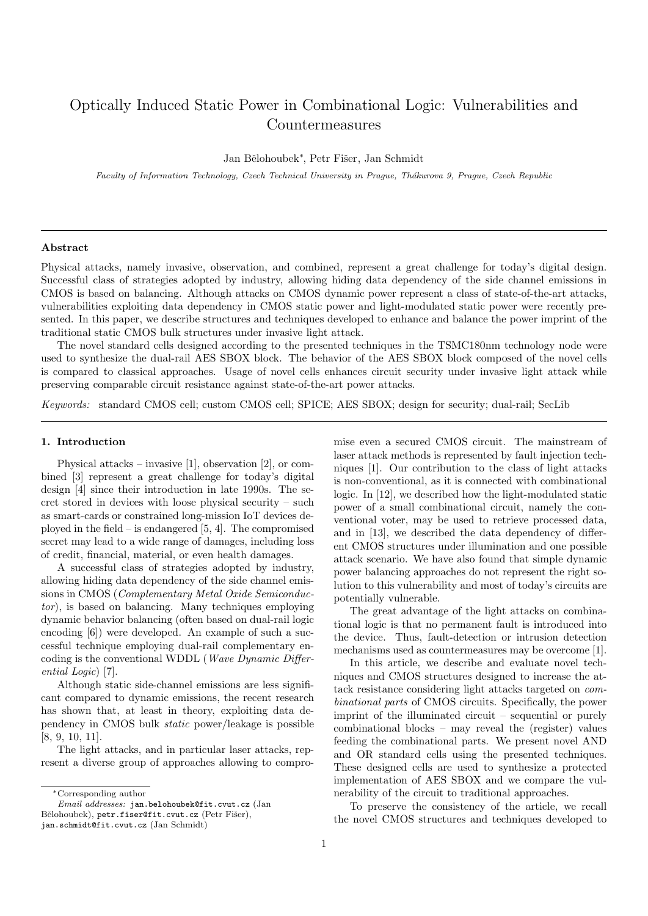# Optically Induced Static Power in Combinational Logic: Vulnerabilities and Countermeasures

Jan Bělohoubek*, Petr Fišer, Jan Schmidt

*Faculty of Information Technology, Czech Technical University in Prague, Thákurova 9, Prague, Czech Republic*

## Abstract

Physical attacks, namely invasive, observation, and combined, represent a great challenge for today's digital design. Successful class of strategies adopted by industry, allowing hiding data dependency of the side channel emissions in CMOS is based on balancing. Although attacks on CMOS dynamic power represent a class of state-of-the-art attacks, vulnerabilities exploiting data dependency in CMOS static power and light-modulated static power were recently presented. In this paper, we describe structures and techniques developed to enhance and balance the power imprint of the traditional static CMOS bulk structures under invasive light attack.

The novel standard cells designed according to the presented techniques in the TSMC180nm technology node were used to synthesize the dual-rail AES SBOX block. The behavior of the AES SBOX block composed of the novel cells is compared to classical approaches. Usage of novel cells enhances circuit security under invasive light attack while preserving comparable circuit resistance against state-of-the-art power attacks.

*Keywords:* standard CMOS cell; custom CMOS cell; SPICE; AES SBOX; design for security; dual-rail; SecLib

## 1. Introduction

Physical attacks – invasive [1], observation [2], or combined [3] represent a great challenge for today's digital design [4] since their introduction in late 1990s. The secret stored in devices with loose physical security – such as smart-cards or constrained long-mission IoT devices deployed in the field – is endangered [5, 4]. The compromised secret may lead to a wide range of damages, including loss of credit, financial, material, or even health damages.

A successful class of strategies adopted by industry, allowing hiding data dependency of the side channel emissions in CMOS (*Complementary Metal Oxide Semiconductor*), is based on balancing. Many techniques employing dynamic behavior balancing (often based on dual-rail logic encoding [6]) were developed. An example of such a successful technique employing dual-rail complementary encoding is the conventional WDDL (*Wave Dynamic Differential Logic*) [7].

Although static side-channel emissions are less significant compared to dynamic emissions, the recent research has shown that, at least in theory, exploiting data dependency in CMOS bulk *static* power/leakage is possible [8, 9, 10, 11].

The light attacks, and in particular laser attacks, represent a diverse group of approaches allowing to compromise even a secured CMOS circuit. The mainstream of laser attack methods is represented by fault injection techniques [1]. Our contribution to the class of light attacks is non-conventional, as it is connected with combinational logic. In [12], we described how the light-modulated static power of a small combinational circuit, namely the conventional voter, may be used to retrieve processed data, and in [13], we described the data dependency of different CMOS structures under illumination and one possible attack scenario. We have also found that simple dynamic power balancing approaches do not represent the right solution to this vulnerability and most of today's circuits are potentially vulnerable.

The great advantage of the light attacks on combinational logic is that no permanent fault is introduced into the device. Thus, fault-detection or intrusion detection mechanisms used as countermeasures may be overcome [1].

In this article, we describe and evaluate novel techniques and CMOS structures designed to increase the attack resistance considering light attacks targeted on *combinational parts* of CMOS circuits. Specifically, the power imprint of the illuminated circuit – sequential or purely combinational blocks – may reveal the (register) values feeding the combinational parts. We present novel AND and OR standard cells using the presented techniques. These designed cells are used to synthesize a protected implementation of AES SBOX and we compare the vulnerability of the circuit to traditional approaches.

To preserve the consistency of the article, we recall the novel CMOS structures and techniques developed to

---

*Corresponding author

*Email addresses:* jan.belohoubek@fit.cvut.cz (Jan Bělohoubek), petr.fiser@fit.cvut.cz (Petr Fišer), jan.schmidt@fit.cvut.cz (Jan Schmidt)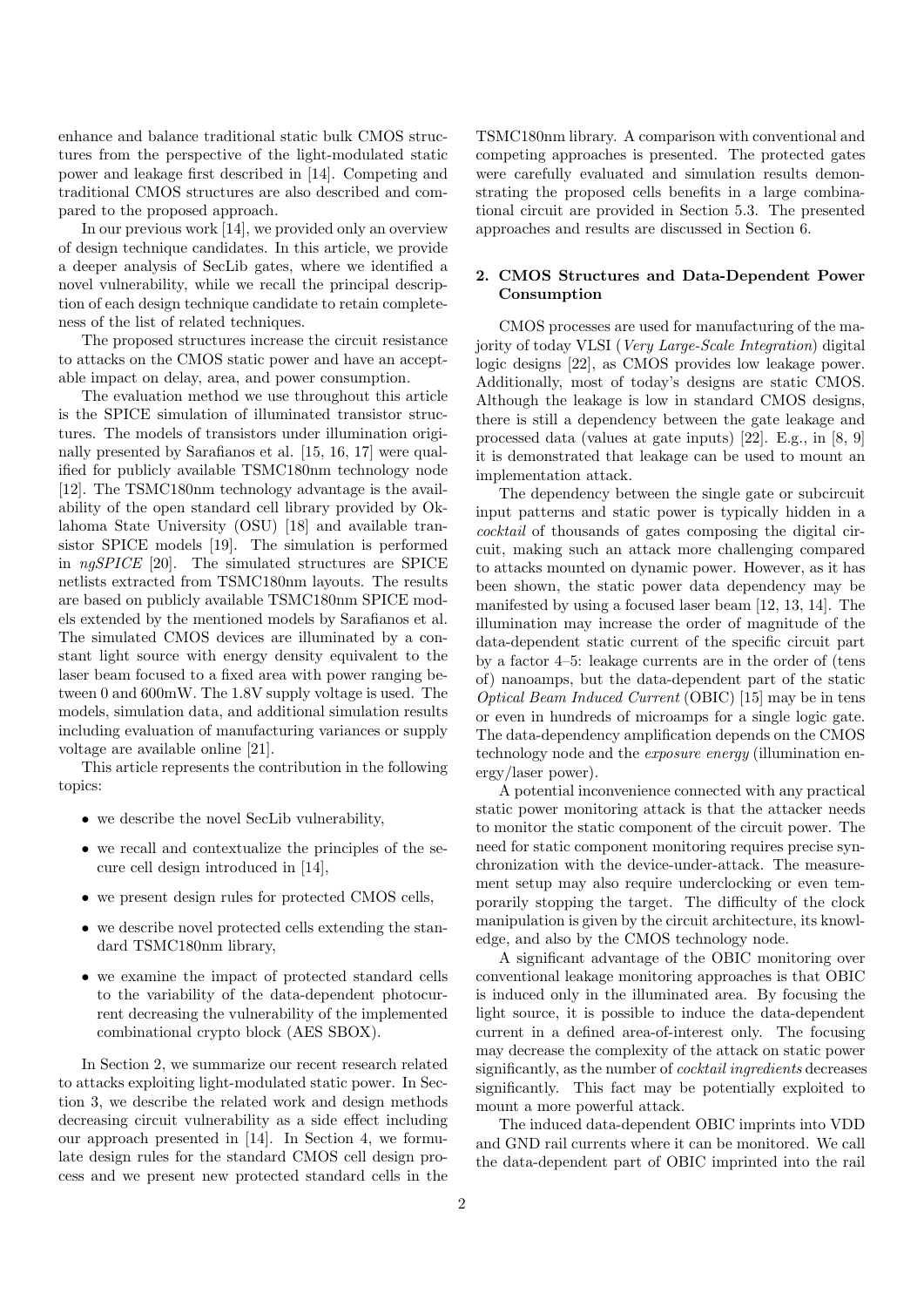enhance and balance traditional static bulk CMOS structures from the perspective of the light-modulated static power and leakage first described in [14]. Competing and traditional CMOS structures are also described and compared to the proposed approach.

In our previous work [14], we provided only an overview of design technique candidates. In this article, we provide a deeper analysis of SecLib gates, where we identified a novel vulnerability, while we recall the principal description of each design technique candidate to retain completeness of the list of related techniques.

The proposed structures increase the circuit resistance to attacks on the CMOS static power and have an acceptable impact on delay, area, and power consumption.

The evaluation method we use throughout this article is the SPICE simulation of illuminated transistor structures. The models of transistors under illumination originally presented by Sarafianos et al. [15, 16, 17] were qualified for publicly available TSMC180nm technology node [12]. The TSMC180nm technology advantage is the availability of the open standard cell library provided by Oklahoma State University (OSU) [18] and available transistor SPICE models [19]. The simulation is performed in *ngSPICE* [20]. The simulated structures are SPICE netlists extracted from TSMC180nm layouts. The results are based on publicly available TSMC180nm SPICE models extended by the mentioned models by Sarafianos et al. The simulated CMOS devices are illuminated by a constant light source with energy density equivalent to the laser beam focused to a fixed area with power ranging between 0 and 600mW. The 1.8V supply voltage is used. The models, simulation data, and additional simulation results including evaluation of manufacturing variances or supply voltage are available online [21].

This article represents the contribution in the following topics:

- we describe the novel SecLib vulnerability,
- we recall and contextualize the principles of the secure cell design introduced in [14],
- we present design rules for protected CMOS cells,
- we describe novel protected cells extending the standard TSMC180nm library,
- we examine the impact of protected standard cells to the variability of the data-dependent photocurrent decreasing the vulnerability of the implemented combinational crypto block (AES SBOX).

In Section 2, we summarize our recent research related to attacks exploiting light-modulated static power. In Section 3, we describe the related work and design methods decreasing circuit vulnerability as a side effect including our approach presented in [14]. In Section 4, we formulate design rules for the standard CMOS cell design process and we present new protected standard cells in the TSMC180nm library. A comparison with conventional and competing approaches is presented. The protected gates were carefully evaluated and simulation results demonstrating the proposed cells benefits in a large combinational circuit are provided in Section 5.3. The presented approaches and results are discussed in Section 6.

## 2. CMOS Structures and Data-Dependent Power Consumption

CMOS processes are used for manufacturing of the majority of today VLSI (*Very Large-Scale Integration*) digital logic designs [22], as CMOS provides low leakage power. Additionally, most of today's designs are static CMOS. Although the leakage is low in standard CMOS designs, there is still a dependency between the gate leakage and processed data (values at gate inputs) [22]. E.g., in [8, 9] it is demonstrated that leakage can be used to mount an implementation attack.

The dependency between the single gate or subcircuit input patterns and static power is typically hidden in a *cocktail* of thousands of gates composing the digital circuit, making such an attack more challenging compared to attacks mounted on dynamic power. However, as it has been shown, the static power data dependency may be manifested by using a focused laser beam [12, 13, 14]. The illumination may increase the order of magnitude of the data-dependent static current of the specific circuit part by a factor 4–5: leakage currents are in the order of (tens of) nanoamps, but the data-dependent part of the static *Optical Beam Induced Current* (OBIC) [15] may be in tens or even in hundreds of microamps for a single logic gate. The data-dependency amplification depends on the CMOS technology node and the *exposure energy* (illumination energy/laser power).

A potential inconvenience connected with any practical static power monitoring attack is that the attacker needs to monitor the static component of the circuit power. The need for static component monitoring requires precise synchronization with the device-under-attack. The measurement setup may also require underclocking or even temporarily stopping the target. The difficulty of the clock manipulation is given by the circuit architecture, its knowledge, and also by the CMOS technology node.

A significant advantage of the OBIC monitoring over conventional leakage monitoring approaches is that OBIC is induced only in the illuminated area. By focusing the light source, it is possible to induce the data-dependent current in a defined area-of-interest only. The focusing may decrease the complexity of the attack on static power significantly, as the number of *cocktail ingredients* decreases significantly. This fact may be potentially exploited to mount a more powerful attack.

The induced data-dependent OBIC imprints into VDD and GND rail currents where it can be monitored. We call the data-dependent part of OBIC imprinted into the rail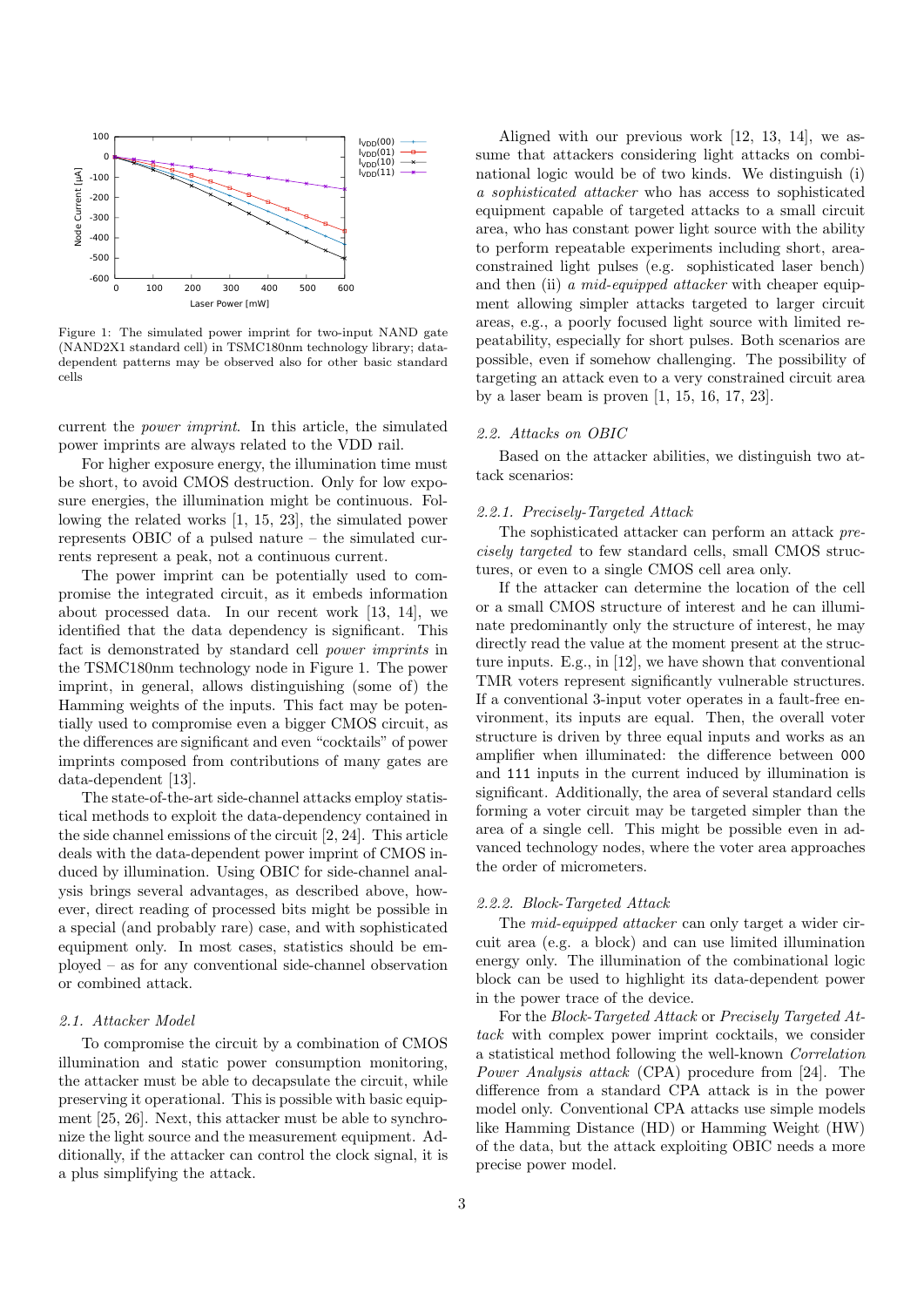Figure 1: The simulated power imprint for two-input NAND gate (NAND2X1 standard cell) in TSMC180nm technology library; data-dependent patterns may be observed also for other basic standard cells

current the *power imprint*. In this article, the simulated power imprints are always related to the VDD rail.

For higher exposure energy, the illumination time must be short, to avoid CMOS destruction. Only for low exposure energies, the illumination might be continuous. Following the related works [1, 15, 23], the simulated power represents OBIC of a pulsed nature – the simulated currents represent a peak, not a continuous current.

The power imprint can be potentially used to compromise the integrated circuit, as it embeds information about processed data. In our recent work [13, 14], we identified that the data dependency is significant. This fact is demonstrated by standard cell *power imprints* in the TSMC180nm technology node in Figure 1. The power imprint, in general, allows distinguishing (some of) the Hamming weights of the inputs. This fact may be potentially used to compromise even a bigger CMOS circuit, as the differences are significant and even "cocktails" of power imprints composed from contributions of many gates are data-dependent [13].

The state-of-the-art side-channel attacks employ statistical methods to exploit the data-dependency contained in the side channel emissions of the circuit [2, 24]. This article deals with the data-dependent power imprint of CMOS induced by illumination. Using OBIC for side-channel analysis brings several advantages, as described above, however, direct reading of processed bits might be possible in a special (and probably rare) case, and with sophisticated equipment only. In most cases, statistics should be employed – as for any conventional side-channel observation or combined attack.

### 2.1. Attacker Model

To compromise the circuit by a combination of CMOS illumination and static power consumption monitoring, the attacker must be able to decapsulate the circuit, while preserving it operational. This is possible with basic equipment [25, 26]. Next, this attacker must be able to synchronize the light source and the measurement equipment. Additionally, if the attacker can control the clock signal, it is a plus simplifying the attack.

Aligned with our previous work [12, 13, 14], we assume that attackers considering light attacks on combinational logic would be of two kinds. We distinguish (i) *a sophisticated attacker* who has access to sophisticated equipment capable of targeted attacks to a small circuit area, who has constant power light source with the ability to perform repeatable experiments including short, area-constrained light pulses (e.g. sophisticated laser bench) and then (ii) *a mid-equipped attacker* with cheaper equipment allowing simpler attacks targeted to larger circuit areas, e.g., a poorly focused light source with limited repeatability, especially for short pulses. Both scenarios are possible, even if somehow challenging. The possibility of targeting an attack even to a very constrained circuit area by a laser beam is proven [1, 15, 16, 17, 23].

### 2.2. Attacks on OBIC

Based on the attacker abilities, we distinguish two attack scenarios:

#### 2.2.1. Precisely-Targeted Attack

The sophisticated attacker can perform an attack *precisely targeted* to few standard cells, small CMOS structures, or even to a single CMOS cell area only.

If the attacker can determine the location of the cell or a small CMOS structure of interest and he can illuminate predominantly only the structure of interest, he may directly read the value at the moment present at the structure inputs. E.g., in [12], we have shown that conventional TMR voters represent significantly vulnerable structures. If a conventional 3-input voter operates in a fault-free environment, its inputs are equal. Then, the overall voter structure is driven by three equal inputs and works as an amplifier when illuminated: the difference between `000` and `111` inputs in the current induced by illumination is significant. Additionally, the area of several standard cells forming a voter circuit may be targeted simpler than the area of a single cell. This might be possible even in advanced technology nodes, where the voter area approaches the order of micrometers.

#### 2.2.2. Block-Targeted Attack

The *mid-equipped attacker* can only target a wider circuit area (e.g. a block) and can use limited illumination energy only. The illumination of the combinational logic block can be used to highlight its data-dependent power in the power trace of the device.

For the *Block-Targeted Attack* or *Precisely Targeted Attack* with complex power imprint cocktails, we consider a statistical method following the well-known *Correlation Power Analysis attack* (CPA) procedure from [24]. The difference from a standard CPA attack is in the power model only. Conventional CPA attacks use simple models like Hamming Distance (HD) or Hamming Weight (HW) of the data, but the attack exploiting OBIC needs a more precise power model.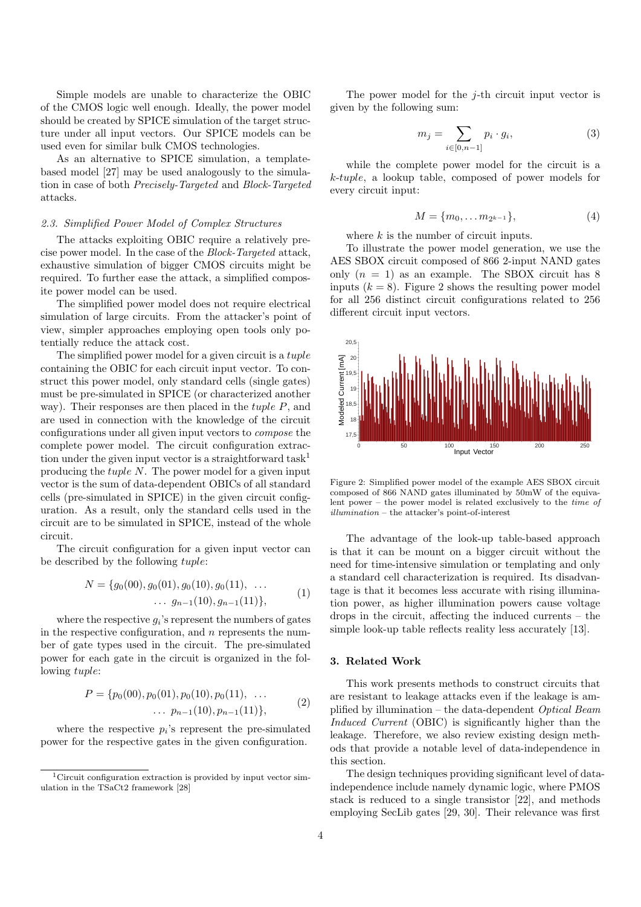Simple models are unable to characterize the OBIC of the CMOS logic well enough. Ideally, the power model should be created by SPICE simulation of the target structure under all input vectors. Our SPICE models can be used even for similar bulk CMOS technologies.

As an alternative to SPICE simulation, a template-based model [27] may be used analogously to the simulation in case of both *Precisely-Targeted* and *Block-Targeted* attacks.

### 2.3. Simplified Power Model of Complex Structures

The attacks exploiting OBIC require a relatively precise power model. In the case of the *Block-Targeted* attack, exhaustive simulation of bigger CMOS circuits might be required. To further ease the attack, a simplified composite power model can be used.

The simplified power model does not require electrical simulation of large circuits. From the attacker's point of view, simpler approaches employing open tools only potentially reduce the attack cost.

The simplified power model for a given circuit is a *tuple* containing the OBIC for each circuit input vector. To construct this power model, only standard cells (single gates) must be pre-simulated in SPICE (or characterized another way). Their responses are then placed in the *tuple P*, and are used in connection with the knowledge of the circuit configurations under all given input vectors to *compose* the complete power model. The circuit configuration extraction under the given input vector is a straightforward task[1] producing the *tuple N*. The power model for a given input vector is the sum of data-dependent OBICs of all standard cells (pre-simulated in SPICE) in the given circuit configuration. As a result, only the standard cells used in the circuit are to be simulated in SPICE, instead of the whole circuit.

The circuit configuration for a given input vector can be described by the following *tuple*:

$$N = \{g_0(00), g_0(01), g_0(10), g_0(11), \; \dots \\ \dots \; g_{n-1}(10), g_{n-1}(11)\}, \tag{1}$$

where the respective $g_i$'s represent the numbers of gates in the respective configuration, and $n$ represents the number of gate types used in the circuit. The pre-simulated power for each gate in the circuit is organized in the following *tuple*:

$$P = \{p_0(00), p_0(01), p_0(10), p_0(11), \; \dots \\ \dots \; p_{n-1}(10), p_{n-1}(11)\}, \tag{2}$$

where the respective $p_i$'s represent the pre-simulated power for the respective gates in the given configuration.

[1] Circuit configuration extraction is provided by input vector simulation in the TSaCt2 framework [28]

The power model for the $j$-th circuit input vector is given by the following sum:

$$m_j = \sum_{i \in [0, n-1]} p_i \cdot g_i, \tag{3}$$

while the complete power model for the circuit is a $k$-*tuple*, a lookup table, composed of power models for every circuit input:

$$M = \{m_0, \dots m_{2^{k-1}}\}, \tag{4}$$

where $k$ is the number of circuit inputs.

To illustrate the power model generation, we use the AES SBOX circuit composed of 866 2-input NAND gates only ($n = 1$) as an example. The SBOX circuit has 8 inputs ($k = 8$). Figure 2 shows the resulting power model for all 256 distinct circuit configurations related to 256 different circuit input vectors.

Figure 2: Simplified power model of the example AES SBOX circuit composed of 866 NAND gates illuminated by 50mW of the equivalent power – the power model is related exclusively to the *time of illumination* – the attacker's point-of-interest

The advantage of the look-up table-based approach is that it can be mount on a bigger circuit without the need for time-intensive simulation or templating and only a standard cell characterization is required. Its disadvantage is that it becomes less accurate with rising illumination power, as higher illumination powers cause voltage drops in the circuit, affecting the induced currents – the simple look-up table reflects reality less accurately [13].

## 3. Related Work

This work presents methods to construct circuits that are resistant to leakage attacks even if the leakage is amplified by illumination – the data-dependent *Optical Beam Induced Current* (OBIC) is significantly higher than the leakage. Therefore, we also review existing design methods that provide a notable level of data-independence in this section.

The design techniques providing significant level of data-independence include namely dynamic logic, where PMOS stack is reduced to a single transistor [22], and methods employing SecLib gates [29, 30]. Their relevance was first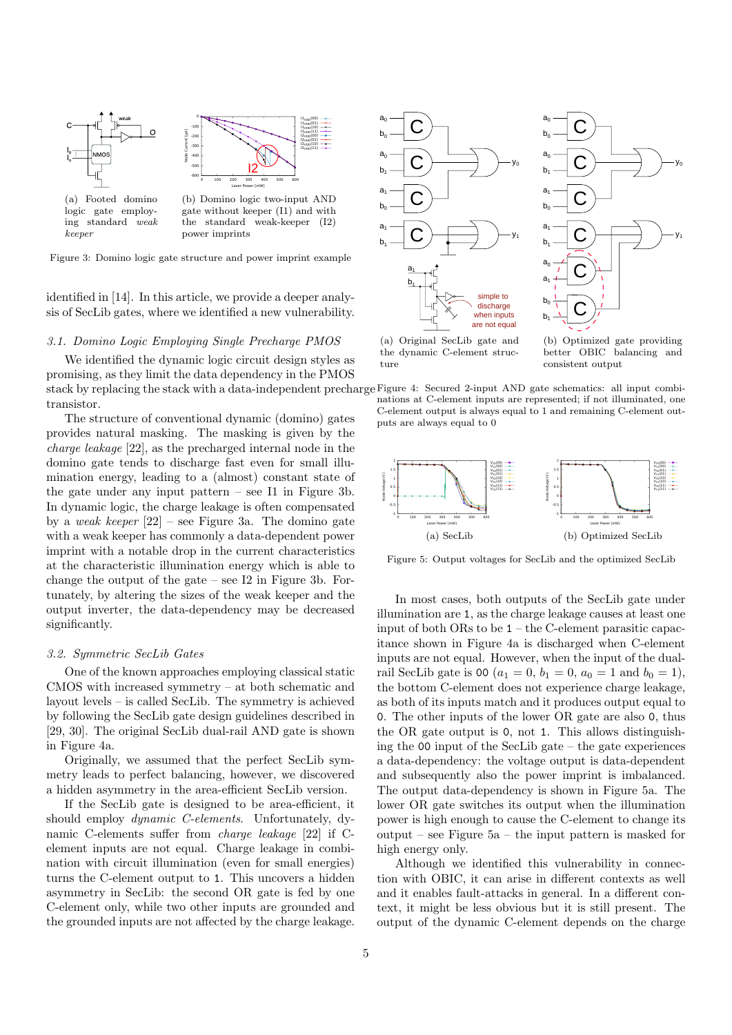(a) Footed domino logic gate employing standard *weak keeper*

(b) Domino logic two-input AND gate without keeper (I1) and with the standard weak-keeper (I2) power imprints

Figure 3: Domino logic gate structure and power imprint example

identified in [14]. In this article, we provide a deeper analysis of SecLib gates, where we identified a new vulnerability.

### 3.1. Domino Logic Employing Single Precharge PMOS

We identified the dynamic logic circuit design styles as promising, as they limit the data dependency in the PMOS stack by replacing the stack with a data-independent precharge transistor.

The structure of conventional dynamic (domino) gates provides natural masking. The masking is given by the *charge leakage* [22], as the precharged internal node in the domino gate tends to discharge fast even for small illumination energy, leading to a (almost) constant state of the gate under any input pattern – see I1 in Figure 3b. In dynamic logic, the charge leakage is often compensated by a *weak keeper* [22] – see Figure 3a. The domino gate with a weak keeper has commonly a data-dependent power imprint with a notable drop in the current characteristics at the characteristic illumination energy which is able to change the output of the gate – see I2 in Figure 3b. Fortunately, by altering the sizes of the weak keeper and the output inverter, the data-dependency may be decreased significantly.

### 3.2. Symmetric SecLib Gates

One of the known approaches employing classical static CMOS with increased symmetry – at both schematic and layout levels – is called SecLib. The symmetry is achieved by following the SecLib gate design guidelines described in [29, 30]. The original SecLib dual-rail AND gate is shown in Figure 4a.

Originally, we assumed that the perfect SecLib symmetry leads to perfect balancing, however, we discovered a hidden asymmetry in the area-efficient SecLib version.

If the SecLib gate is designed to be area-efficient, it should employ *dynamic C-elements*. Unfortunately, dynamic C-elements suffer from *charge leakage* [22] if C-element inputs are not equal. Charge leakage in combination with circuit illumination (even for small energies) turns the C-element output to 1. This uncovers a hidden asymmetry in SecLib: the second OR gate is fed by one C-element only, while two other inputs are grounded and the grounded inputs are not affected by the charge leakage.

(a) Original SecLib gate and the dynamic C-element structure

(b) Optimized gate providing better OBIC balancing and consistent output

Figure 4: Secured 2-input AND gate schematics: all input combinations at C-element inputs are represented; if not illuminated, one C-element output is always equal to 1 and remaining C-element outputs are always equal to 0

(a) SecLib

(b) Optimized SecLib

Figure 5: Output voltages for SecLib and the optimized SecLib

In most cases, both outputs of the SecLib gate under illumination are 1, as the charge leakage causes at least one input of both ORs to be 1 – the C-element parasitic capacitance shown in Figure 4a is discharged when C-element inputs are not equal. However, when the input of the dual-rail SecLib gate is 00 ($a_1 = 0$, $b_1 = 0$, $a_0 = 1$ and $b_0 = 1$), the bottom C-element does not experience charge leakage, as both of its inputs match and it produces output equal to 0. The other inputs of the lower OR gate are also 0, thus the OR gate output is 0, not 1. This allows distinguishing the 00 input of the SecLib gate – the gate experiences a data-dependency: the voltage output is data-dependent and subsequently also the power imprint is imbalanced. The output data-dependency is shown in Figure 5a. The lower OR gate switches its output when the illumination power is high enough to cause the C-element to change its output – see Figure 5a – the input pattern is masked for high energy only.

Although we identified this vulnerability in connection with OBIC, it can arise in different contexts as well and it enables fault-attacks in general. In a different context, it might be less obvious but it is still present. The output of the dynamic C-element depends on the charge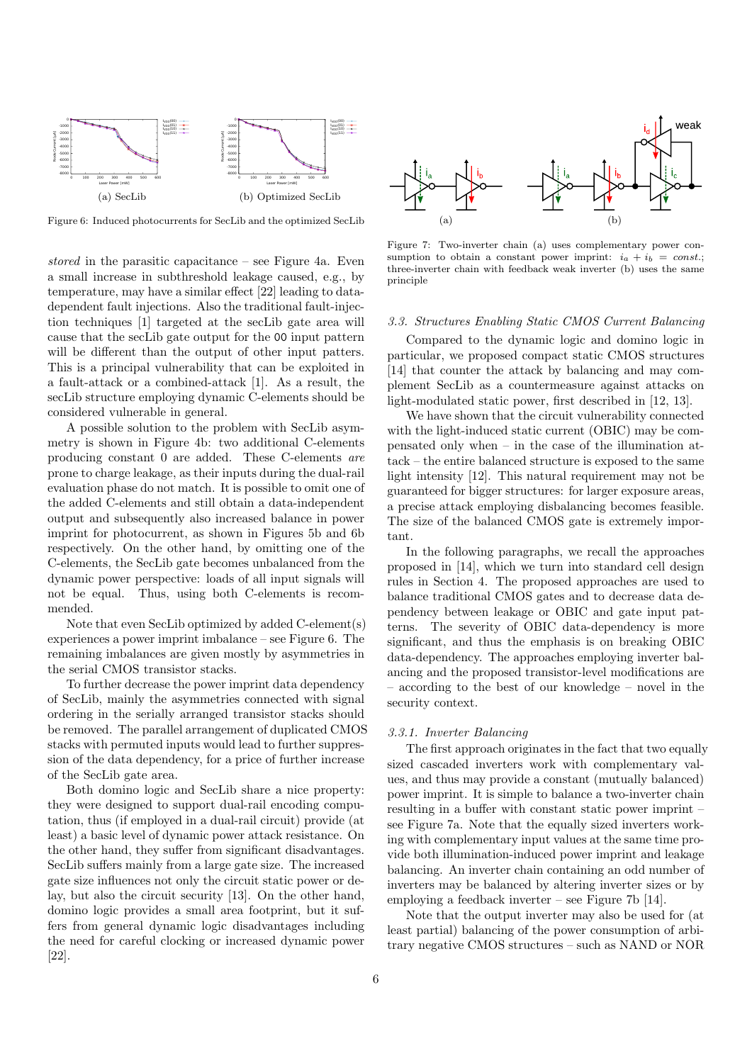(a) SecLib

(b) Optimized SecLib

Figure 6: Induced photocurrents for SecLib and the optimized SecLib

*stored* in the parasitic capacitance – see Figure 4a. Even a small increase in subthreshold leakage caused, e.g., by temperature, may have a similar effect [22] leading to data-dependent fault injections. Also the traditional fault-injection techniques [1] targeted at the secLib gate area will cause that the secLib gate output for the 00 input pattern will be different than the output of other input patters. This is a principal vulnerability that can be exploited in a fault-attack or a combined-attack [1]. As a result, the secLib structure employing dynamic C-elements should be considered vulnerable in general.

A possible solution to the problem with SecLib asymmetry is shown in Figure 4b: two additional C-elements producing constant 0 are added. These C-elements *are* prone to charge leakage, as their inputs during the dual-rail evaluation phase do not match. It is possible to omit one of the added C-elements and still obtain a data-independent output and subsequently also increased balance in power imprint for photocurrent, as shown in Figures 5b and 6b respectively. On the other hand, by omitting one of the C-elements, the SecLib gate becomes unbalanced from the dynamic power perspective: loads of all input signals will not be equal. Thus, using both C-elements is recommended.

Note that even SecLib optimized by added C-element(s) experiences a power imprint imbalance – see Figure 6. The remaining imbalances are given mostly by asymmetries in the serial CMOS transistor stacks.

To further decrease the power imprint data dependency of SecLib, mainly the asymmetries connected with signal ordering in the serially arranged transistor stacks should be removed. The parallel arrangement of duplicated CMOS stacks with permuted inputs would lead to further suppression of the data dependency, for a price of further increase of the SecLib gate area.

Both domino logic and SecLib share a nice property: they were designed to support dual-rail encoding computation, thus (if employed in a dual-rail circuit) provide (at least) a basic level of dynamic power attack resistance. On the other hand, they suffer from significant disadvantages. SecLib suffers mainly from a large gate size. The increased gate size influences not only the circuit static power or delay, but also the circuit security [13]. On the other hand, domino logic provides a small area footprint, but it suffers from general dynamic logic disadvantages including the need for careful clocking or increased dynamic power [22].

(a) (b)

Figure 7: Two-inverter chain (a) uses complementary power consumption to obtain a constant power imprint: $i_a + i_b = const.$; three-inverter chain with feedback weak inverter (b) uses the same principle

### 3.3. Structures Enabling Static CMOS Current Balancing

Compared to the dynamic logic and domino logic in particular, we proposed compact static CMOS structures [14] that counter the attack by balancing and may complement SecLib as a countermeasure against attacks on light-modulated static power, first described in [12, 13].

We have shown that the circuit vulnerability connected with the light-induced static current (OBIC) may be compensated only when – in the case of the illumination attack – the entire balanced structure is exposed to the same light intensity [12]. This natural requirement may not be guaranteed for bigger structures: for larger exposure areas, a precise attack employing disbalancing becomes feasible. The size of the balanced CMOS gate is extremely important.

In the following paragraphs, we recall the approaches proposed in [14], which we turn into standard cell design rules in Section 4. The proposed approaches are used to balance traditional CMOS gates and to decrease data dependency between leakage or OBIC and gate input patterns. The severity of OBIC data-dependency is more significant, and thus the emphasis is on breaking OBIC data-dependency. The approaches employing inverter balancing and the proposed transistor-level modifications are – according to the best of our knowledge – novel in the security context.

#### 3.3.1. Inverter Balancing

The first approach originates in the fact that two equally sized cascaded inverters work with complementary values, and thus may provide a constant (mutually balanced) power imprint. It is simple to balance a two-inverter chain resulting in a buffer with constant static power imprint – see Figure 7a. Note that the equally sized inverters working with complementary input values at the same time provide both illumination-induced power imprint and leakage balancing. An inverter chain containing an odd number of inverters may be balanced by altering inverter sizes or by employing a feedback inverter – see Figure 7b [14].

Note that the output inverter may also be used for (at least partial) balancing of the power consumption of arbitrary negative CMOS structures – such as NAND or NOR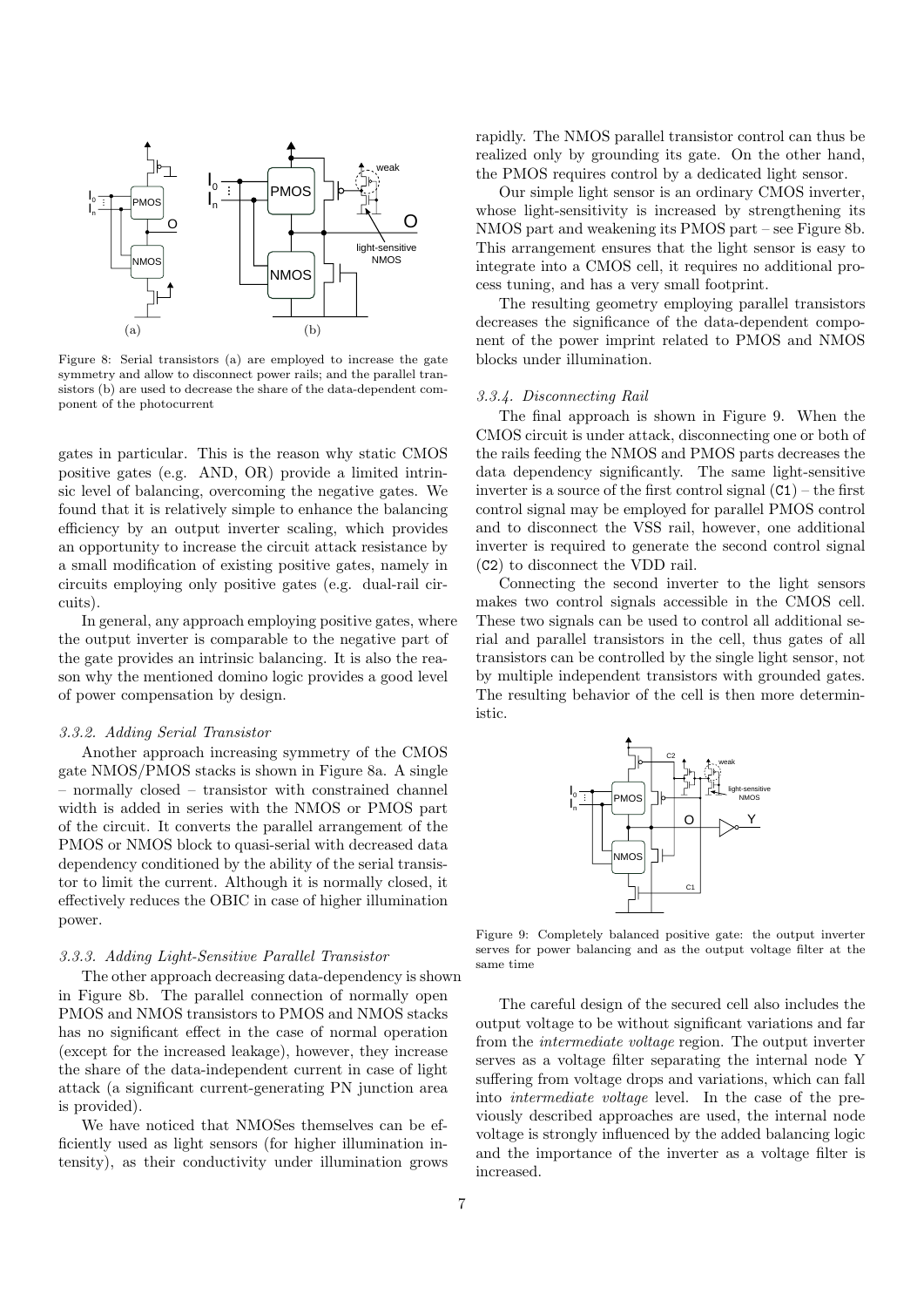Figure 8: Serial transistors (a) are employed to increase the gate symmetry and allow to disconnect power rails; and the parallel transistors (b) are used to decrease the share of the data-dependent component of the photocurrent

gates in particular. This is the reason why static CMOS positive gates (e.g. AND, OR) provide a limited intrinsic level of balancing, overcoming the negative gates. We found that it is relatively simple to enhance the balancing efficiency by an output inverter scaling, which provides an opportunity to increase the circuit attack resistance by a small modification of existing positive gates, namely in circuits employing only positive gates (e.g. dual-rail circuits).

In general, any approach employing positive gates, where the output inverter is comparable to the negative part of the gate provides an intrinsic balancing. It is also the reason why the mentioned domino logic provides a good level of power compensation by design.

#### *3.3.2. Adding Serial Transistor*

Another approach increasing symmetry of the CMOS gate NMOS/PMOS stacks is shown in Figure 8a. A single – normally closed – transistor with constrained channel width is added in series with the NMOS or PMOS part of the circuit. It converts the parallel arrangement of the PMOS or NMOS block to quasi-serial with decreased data dependency conditioned by the ability of the serial transistor to limit the current. Although it is normally closed, it effectively reduces the OBIC in case of higher illumination power.

#### *3.3.3. Adding Light-Sensitive Parallel Transistor*

The other approach decreasing data-dependency is shown in Figure 8b. The parallel connection of normally open PMOS and NMOS transistors to PMOS and NMOS stacks has no significant effect in the case of normal operation (except for the increased leakage), however, they increase the share of the data-independent current in case of light attack (a significant current-generating PN junction area is provided).

We have noticed that NMOSes themselves can be efficiently used as light sensors (for higher illumination intensity), as their conductivity under illumination grows rapidly. The NMOS parallel transistor control can thus be realized only by grounding its gate. On the other hand, the PMOS requires control by a dedicated light sensor.

Our simple light sensor is an ordinary CMOS inverter, whose light-sensitivity is increased by strengthening its NMOS part and weakening its PMOS part – see Figure 8b. This arrangement ensures that the light sensor is easy to integrate into a CMOS cell, it requires no additional process tuning, and has a very small footprint.

The resulting geometry employing parallel transistors decreases the significance of the data-dependent component of the power imprint related to PMOS and NMOS blocks under illumination.

#### *3.3.4. Disconnecting Rail*

The final approach is shown in Figure 9. When the CMOS circuit is under attack, disconnecting one or both of the rails feeding the NMOS and PMOS parts decreases the data dependency significantly. The same light-sensitive inverter is a source of the first control signal (`C1`) – the first control signal may be employed for parallel PMOS control and to disconnect the VSS rail, however, one additional inverter is required to generate the second control signal (`C2`) to disconnect the VDD rail.

Connecting the second inverter to the light sensors makes two control signals accessible in the CMOS cell. These two signals can be used to control all additional serial and parallel transistors in the cell, thus gates of all transistors can be controlled by the single light sensor, not by multiple independent transistors with grounded gates. The resulting behavior of the cell is then more deterministic.

Figure 9: Completely balanced positive gate: the output inverter serves for power balancing and as the output voltage filter at the same time

The careful design of the secured cell also includes the output voltage to be without significant variations and far from the *intermediate voltage* region. The output inverter serves as a voltage filter separating the internal node Y suffering from voltage drops and variations, which can fall into *intermediate voltage* level. In the case of the previously described approaches are used, the internal node voltage is strongly influenced by the added balancing logic and the importance of the inverter as a voltage filter is increased.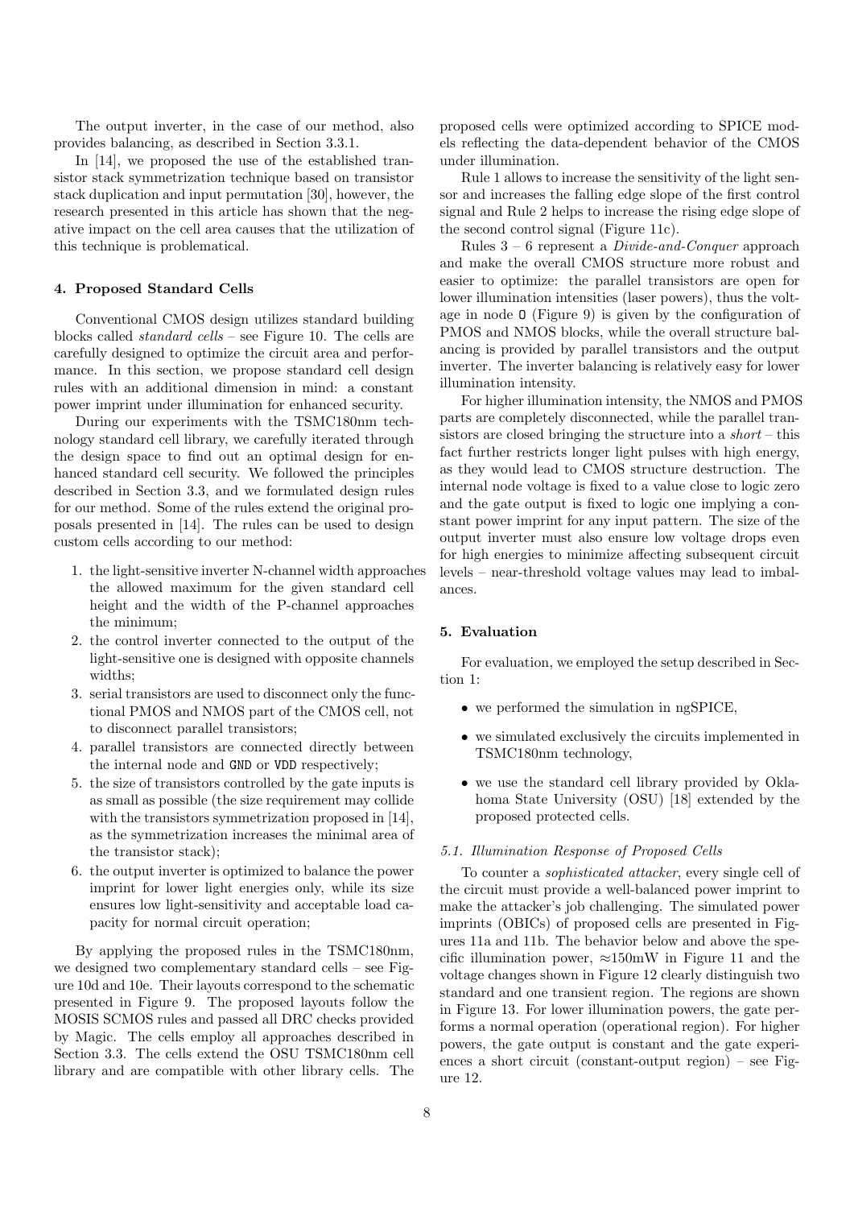The output inverter, in the case of our method, also provides balancing, as described in Section 3.3.1.

In [14], we proposed the use of the established transistor stack symmetrization technique based on transistor stack duplication and input permutation [30], however, the research presented in this article has shown that the negative impact on the cell area causes that the utilization of this technique is problematical.

## 4. Proposed Standard Cells

Conventional CMOS design utilizes standard building blocks called *standard cells* – see Figure 10. The cells are carefully designed to optimize the circuit area and performance. In this section, we propose standard cell design rules with an additional dimension in mind: a constant power imprint under illumination for enhanced security.

During our experiments with the TSMC180nm technology standard cell library, we carefully iterated through the design space to find out an optimal design for enhanced standard cell security. We followed the principles described in Section 3.3, and we formulated design rules for our method. Some of the rules extend the original proposals presented in [14]. The rules can be used to design custom cells according to our method:

1. the light-sensitive inverter N-channel width approaches the allowed maximum for the given standard cell height and the width of the P-channel approaches the minimum;
2. the control inverter connected to the output of the light-sensitive one is designed with opposite channels widths;
3. serial transistors are used to disconnect only the functional PMOS and NMOS part of the CMOS cell, not to disconnect parallel transistors;
4. parallel transistors are connected directly between the internal node and GND or VDD respectively;
5. the size of transistors controlled by the gate inputs is as small as possible (the size requirement may collide with the transistors symmetrization proposed in [14], as the symmetrization increases the minimal area of the transistor stack);
6. the output inverter is optimized to balance the power imprint for lower light energies only, while its size ensures low light-sensitivity and acceptable load capacity for normal circuit operation;

By applying the proposed rules in the TSMC180nm, we designed two complementary standard cells – see Figure 10d and 10e. Their layouts correspond to the schematic presented in Figure 9. The proposed layouts follow the MOSIS SCMOS rules and passed all DRC checks provided by Magic. The cells employ all approaches described in Section 3.3. The cells extend the OSU TSMC180nm cell library and are compatible with other library cells. The proposed cells were optimized according to SPICE models reflecting the data-dependent behavior of the CMOS under illumination.

Rule 1 allows to increase the sensitivity of the light sensor and increases the falling edge slope of the first control signal and Rule 2 helps to increase the rising edge slope of the second control signal (Figure 11c).

Rules 3 – 6 represent a *Divide-and-Conquer* approach and make the overall CMOS structure more robust and easier to optimize: the parallel transistors are open for lower illumination intensities (laser powers), thus the voltage in node O (Figure 9) is given by the configuration of PMOS and NMOS blocks, while the overall structure balancing is provided by parallel transistors and the output inverter. The inverter balancing is relatively easy for lower illumination intensity.

For higher illumination intensity, the NMOS and PMOS parts are completely disconnected, while the parallel transistors are closed bringing the structure into a *short* – this fact further restricts longer light pulses with high energy, as they would lead to CMOS structure destruction. The internal node voltage is fixed to a value close to logic zero and the gate output is fixed to logic one implying a constant power imprint for any input pattern. The size of the output inverter must also ensure low voltage drops even for high energies to minimize affecting subsequent circuit levels – near-threshold voltage values may lead to imbalances.

## 5. Evaluation

For evaluation, we employed the setup described in Section 1:

- we performed the simulation in ngSPICE,
- we simulated exclusively the circuits implemented in TSMC180nm technology,
- we use the standard cell library provided by Oklahoma State University (OSU) [18] extended by the proposed protected cells.

### 5.1. Illumination Response of Proposed Cells

To counter a *sophisticated attacker*, every single cell of the circuit must provide a well-balanced power imprint to make the attacker's job challenging. The simulated power imprints (OBICs) of proposed cells are presented in Figures 11a and 11b. The behavior below and above the specific illumination power, ≈150mW in Figure 11 and the voltage changes shown in Figure 12 clearly distinguish two standard and one transient region. The regions are shown in Figure 13. For lower illumination powers, the gate performs a normal operation (operational region). For higher powers, the gate output is constant and the gate experiences a short circuit (constant-output region) – see Figure 12.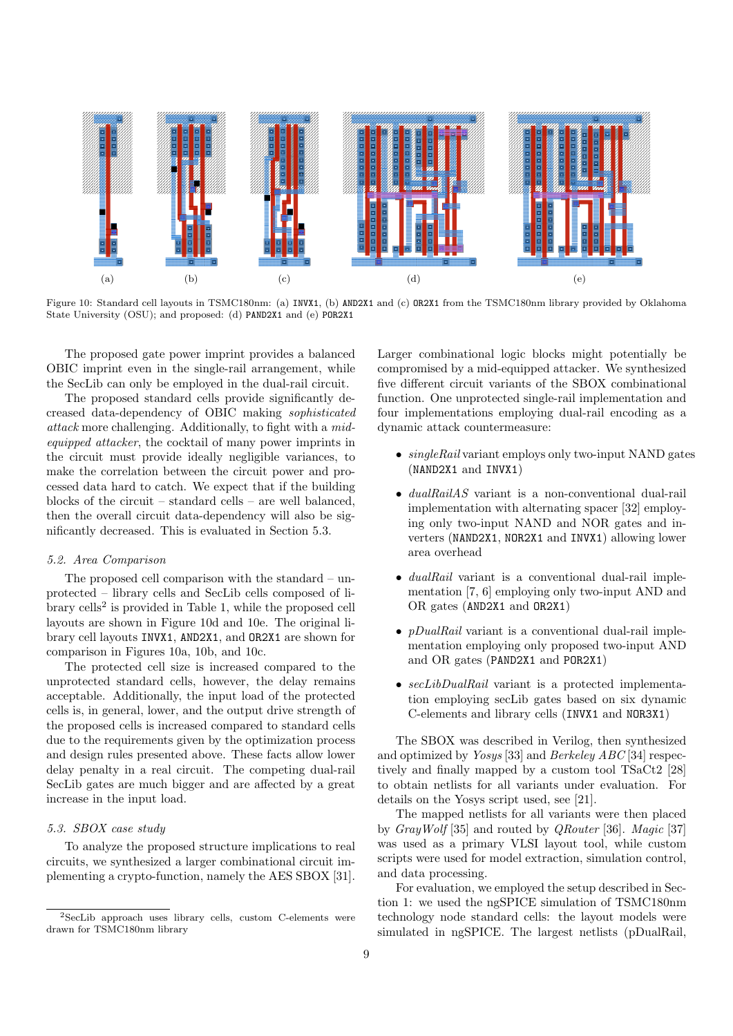(a) (b) (c) (d) (e)

Figure 10: Standard cell layouts in TSMC180nm: (a) `INVX1`, (b) `AND2X1` and (c) `OR2X1` from the TSMC180nm library provided by Oklahoma State University (OSU); and proposed: (d) `PAND2X1` and (e) `POR2X1`

The proposed gate power imprint provides a balanced OBIC imprint even in the single-rail arrangement, while the SecLib can only be employed in the dual-rail circuit.

The proposed standard cells provide significantly decreased data-dependency of OBIC making *sophisticated attack* more challenging. Additionally, to fight with a *mid-equipped attacker*, the cocktail of many power imprints in the circuit must provide ideally negligible variances, to make the correlation between the circuit power and processed data hard to catch. We expect that if the building blocks of the circuit – standard cells – are well balanced, then the overall circuit data-dependency will also be significantly decreased. This is evaluated in Section 5.3.

### 5.2. Area Comparison

The proposed cell comparison with the standard – unprotected – library cells and SecLib cells composed of library cells[2] is provided in Table 1, while the proposed cell layouts are shown in Figure 10d and 10e. The original library cell layouts `INVX1`, `AND2X1`, and `OR2X1` are shown for comparison in Figures 10a, 10b, and 10c.

The protected cell size is increased compared to the unprotected standard cells, however, the delay remains acceptable. Additionally, the input load of the protected cells is, in general, lower, and the output drive strength of the proposed cells is increased compared to standard cells due to the requirements given by the optimization process and design rules presented above. These facts allow lower delay penalty in a real circuit. The competing dual-rail SecLib gates are much bigger and are affected by a great increase in the input load.

### 5.3. SBOX case study

To analyze the proposed structure implications to real circuits, we synthesized a larger combinational circuit implementing a crypto-function, namely the AES SBOX [31]. Larger combinational logic blocks might potentially be compromised by a mid-equipped attacker. We synthesized five different circuit variants of the SBOX combinational function. One unprotected single-rail implementation and four implementations employing dual-rail encoding as a dynamic attack countermeasure:

- *singleRail* variant employs only two-input NAND gates (`NAND2X1` and `INVX1`)
- *dualRailAS* variant is a non-conventional dual-rail implementation with alternating spacer [32] employing only two-input NAND and NOR gates and inverters (`NAND2X1`, `NOR2X1` and `INVX1`) allowing lower area overhead
- *dualRail* variant is a conventional dual-rail implementation [7, 6] employing only two-input AND and OR gates (`AND2X1` and `OR2X1`)
- *pDualRail* variant is a conventional dual-rail implementation employing only proposed two-input AND and OR gates (`PAND2X1` and `POR2X1`)
- *secLibDualRail* variant is a protected implementation employing secLib gates based on six dynamic C-elements and library cells (`INVX1` and `NOR3X1`)

The SBOX was described in Verilog, then synthesized and optimized by *Yosys* [33] and *Berkeley ABC* [34] respectively and finally mapped by a custom tool TSaCt2 [28] to obtain netlists for all variants under evaluation. For details on the Yosys script used, see [21].

The mapped netlists for all variants were then placed by *GrayWolf* [35] and routed by *QRouter* [36]. *Magic* [37] was used as a primary VLSI layout tool, while custom scripts were used for model extraction, simulation control, and data processing.

For evaluation, we employed the setup described in Section 1: we used the ngSPICE simulation of TSMC180nm technology node standard cells: the layout models were simulated in ngSPICE. The largest netlists (pDualRail,

[2] SecLib approach uses library cells, custom C-elements were drawn for TSMC180nm library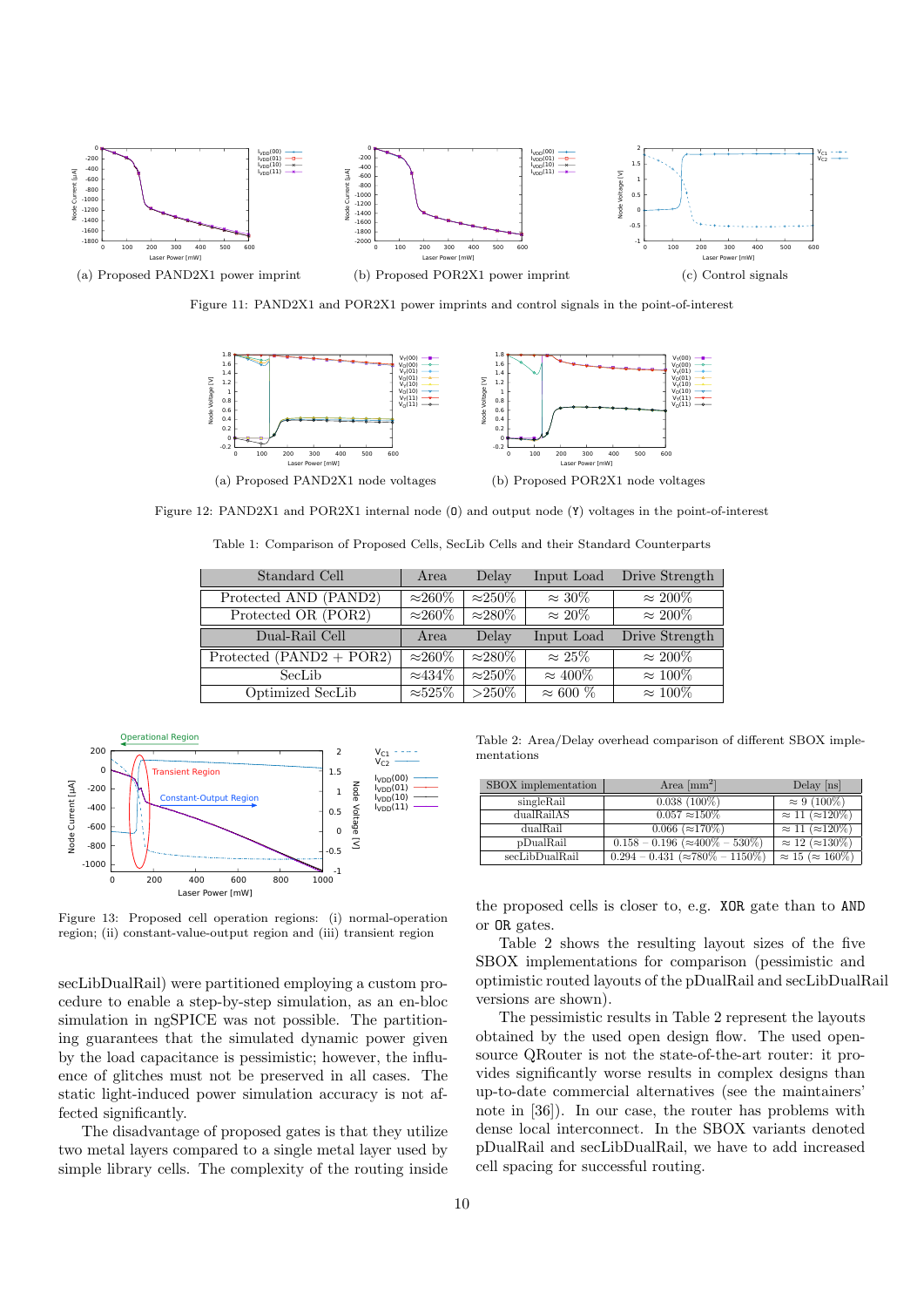(a) Proposed PAND2X1 power imprint

(b) Proposed POR2X1 power imprint

(c) Control signals

Figure 11: PAND2X1 and POR2X1 power imprints and control signals in the point-of-interest

(a) Proposed PAND2X1 node voltages

(b) Proposed POR2X1 node voltages

Figure 12: PAND2X1 and POR2X1 internal node (`O`) and output node (`Y`) voltages in the point-of-interest

Table 1: Comparison of Proposed Cells, SecLib Cells and their Standard Counterparts

| Standard Cell | Area | Delay | Input Load | Drive Strength |
|---|---|---|---|---|
| Protected AND (PAND2) | ≈260% | ≈250% | ≈ 30% | ≈ 200% |
| Protected OR (POR2) | ≈260% | ≈280% | ≈ 20% | ≈ 200% |
| **Dual-Rail Cell** | **Area** | **Delay** | **Input Load** | **Drive Strength** |
| Protected (PAND2 + POR2) | ≈260% | ≈280% | ≈ 25% | ≈ 200% |
| SecLib | ≈434% | ≈250% | ≈ 400% | ≈ 100% |
| Optimized SecLib | ≈525% | >250% | ≈ 600 % | ≈ 100% |

Figure 13: Proposed cell operation regions: (i) normal-operation region; (ii) constant-value-output region and (iii) transient region

secLibDualRail) were partitioned employing a custom procedure to enable a step-by-step simulation, as an en-bloc simulation in ngSPICE was not possible. The partitioning guarantees that the simulated dynamic power given by the load capacitance is pessimistic; however, the influence of glitches must not be preserved in all cases. The static light-induced power simulation accuracy is not affected significantly.

The disadvantage of proposed gates is that they utilize two metal layers compared to a single metal layer used by simple library cells. The complexity of the routing inside the proposed cells is closer to, e.g. `XOR` gate than to `AND` or `OR` gates.

Table 2 shows the resulting layout sizes of the five SBOX implementations for comparison (pessimistic and optimistic routed layouts of the pDualRail and secLibDualRail versions are shown).

The pessimistic results in Table 2 represent the layouts obtained by the used open design flow. The used open-source QRouter is not the state-of-the-art router: it provides significantly worse results in complex designs than up-to-date commercial alternatives (see the maintainers' note in [36]). In our case, the router has problems with dense local interconnect. In the SBOX variants denoted pDualRail and secLibDualRail, we have to add increased cell spacing for successful routing.

Table 2: Area/Delay overhead comparison of different SBOX implementations

| SBOX implementation | Area [mm$^2$] | Delay [ns] |
|---|---|---|
| singleRail | 0.038 (100%) | ≈ 9 (100%) |
| dualRailAS | 0.057 ≈150% | ≈ 11 (≈120%) |
| dualRail | 0.066 (≈170%) | ≈ 11 (≈120%) |
| pDualRail | 0.158 – 0.196 (≈400% – 530%) | ≈ 12 (≈130%) |
| secLibDualRail | 0.294 – 0.431 (≈780% – 1150%) | ≈ 15 (≈ 160%) |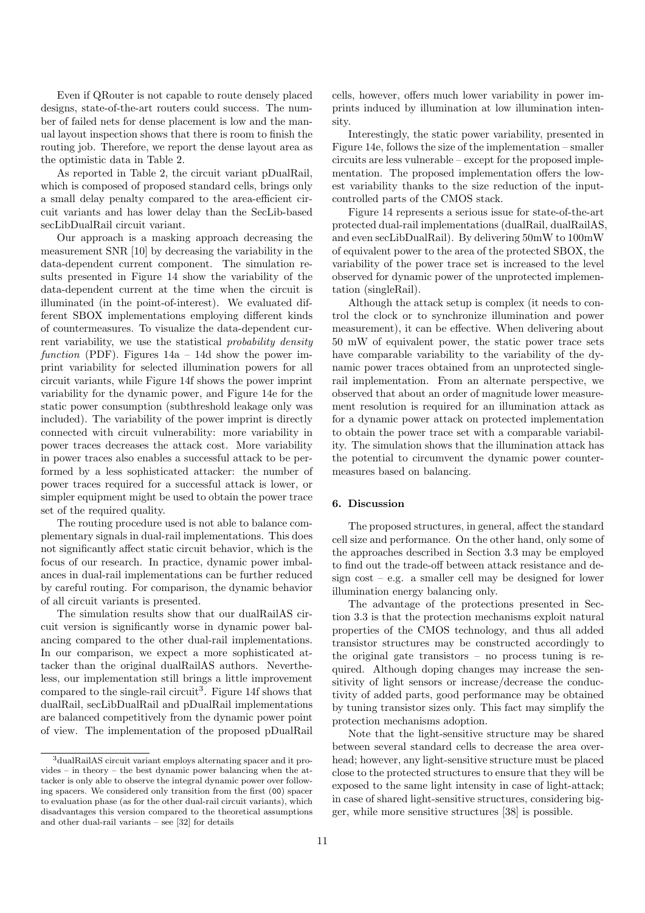Even if QRouter is not capable to route densely placed designs, state-of-the-art routers could success. The number of failed nets for dense placement is low and the manual layout inspection shows that there is room to finish the routing job. Therefore, we report the dense layout area as the optimistic data in Table 2.

As reported in Table 2, the circuit variant pDualRail, which is composed of proposed standard cells, brings only a small delay penalty compared to the area-efficient circuit variants and has lower delay than the SecLib-based secLibDualRail circuit variant.

Our approach is a masking approach decreasing the measurement SNR [10] by decreasing the variability in the data-dependent current component. The simulation results presented in Figure 14 show the variability of the data-dependent current at the time when the circuit is illuminated (in the point-of-interest). We evaluated different SBOX implementations employing different kinds of countermeasures. To visualize the data-dependent current variability, we use the statistical *probability density function* (PDF). Figures 14a – 14d show the power imprint variability for selected illumination powers for all circuit variants, while Figure 14f shows the power imprint variability for the dynamic power, and Figure 14e for the static power consumption (subthreshold leakage only was included). The variability of the power imprint is directly connected with circuit vulnerability: more variability in power traces decreases the attack cost. More variability in power traces also enables a successful attack to be performed by a less sophisticated attacker: the number of power traces required for a successful attack is lower, or simpler equipment might be used to obtain the power trace set of the required quality.

The routing procedure used is not able to balance complementary signals in dual-rail implementations. This does not significantly affect static circuit behavior, which is the focus of our research. In practice, dynamic power imbalances in dual-rail implementations can be further reduced by careful routing. For comparison, the dynamic behavior of all circuit variants is presented.

The simulation results show that our dualRailAS circuit version is significantly worse in dynamic power balancing compared to the other dual-rail implementations. In our comparison, we expect a more sophisticated attacker than the original dualRailAS authors. Nevertheless, our implementation still brings a little improvement compared to the single-rail circuit[3]. Figure 14f shows that dualRail, secLibDualRail and pDualRail implementations are balanced competitively from the dynamic power point of view. The implementation of the proposed pDualRail cells, however, offers much lower variability in power imprints induced by illumination at low illumination intensity.

Interestingly, the static power variability, presented in Figure 14e, follows the size of the implementation – smaller circuits are less vulnerable – except for the proposed implementation. The proposed implementation offers the lowest variability thanks to the size reduction of the input-controlled parts of the CMOS stack.

Figure 14 represents a serious issue for state-of-the-art protected dual-rail implementations (dualRail, dualRailAS, and even secLibDualRail). By delivering 50mW to 100mW of equivalent power to the area of the protected SBOX, the variability of the power trace set is increased to the level observed for dynamic power of the unprotected implementation (singleRail).

Although the attack setup is complex (it needs to control the clock or to synchronize illumination and power measurement), it can be effective. When delivering about 50 mW of equivalent power, the static power trace sets have comparable variability to the variability of the dynamic power traces obtained from an unprotected single-rail implementation. From an alternate perspective, we observed that about an order of magnitude lower measurement resolution is required for an illumination attack as for a dynamic power attack on protected implementation to obtain the power trace set with a comparable variability. The simulation shows that the illumination attack has the potential to circumvent the dynamic power countermeasures based on balancing.

#### 6. Discussion

The proposed structures, in general, affect the standard cell size and performance. On the other hand, only some of the approaches described in Section 3.3 may be employed to find out the trade-off between attack resistance and design cost – e.g. a smaller cell may be designed for lower illumination energy balancing only.

The advantage of the protections presented in Section 3.3 is that the protection mechanisms exploit natural properties of the CMOS technology, and thus all added transistor structures may be constructed accordingly to the original gate transistors – no process tuning is required. Although doping changes may increase the sensitivity of light sensors or increase/decrease the conductivity of added parts, good performance may be obtained by tuning transistor sizes only. This fact may simplify the protection mechanisms adoption.

Note that the light-sensitive structure may be shared between several standard cells to decrease the area overhead; however, any light-sensitive structure must be placed close to the protected structures to ensure that they will be exposed to the same light intensity in case of light-attack; in case of shared light-sensitive structures, considering bigger, while more sensitive structures [38] is possible.

---

[3] dualRailAS circuit variant employs alternating spacer and it provides – in theory – the best dynamic power balancing when the attacker is only able to observe the integral dynamic power over following spacers. We considered only transition from the first (00) spacer to evaluation phase (as for the other dual-rail circuit variants), which disadvantages this version compared to the theoretical assumptions and other dual-rail variants – see [32] for details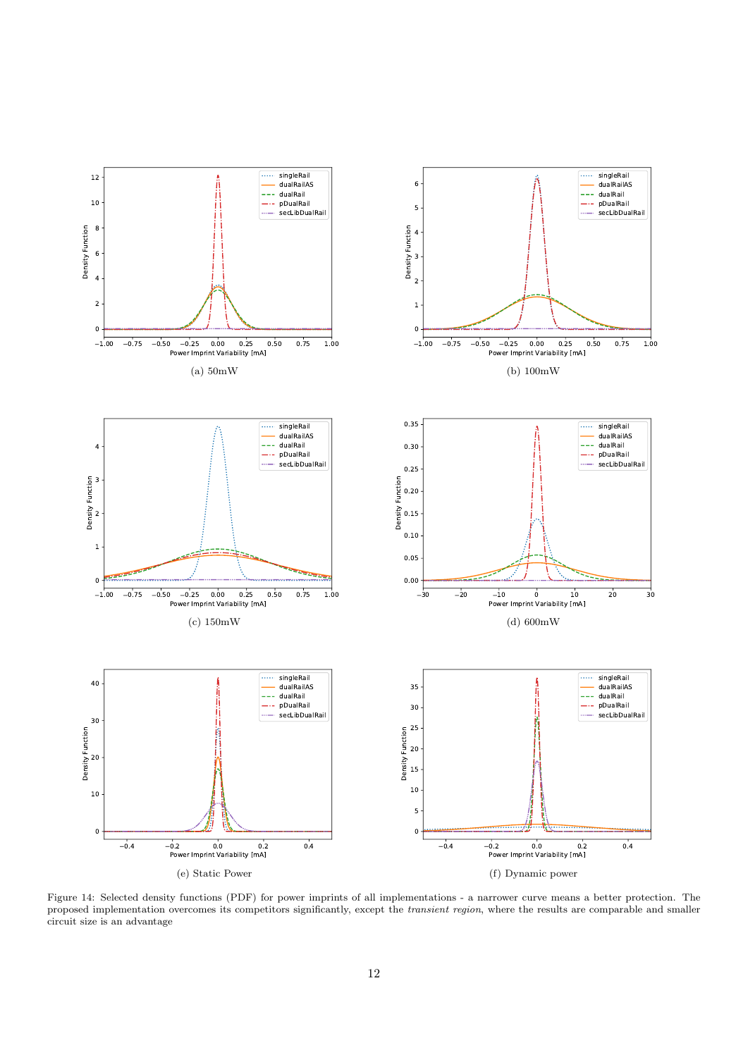(a) 50mW

(b) 100mW

(c) 150mW

(d) 600mW

(e) Static Power

(f) Dynamic power

Figure 14: Selected density functions (PDF) for power imprints of all implementations - a narrower curve means a better protection. The proposed implementation overcomes its competitors significantly, except the *transient region*, where the results are comparable and smaller circuit size is an advantage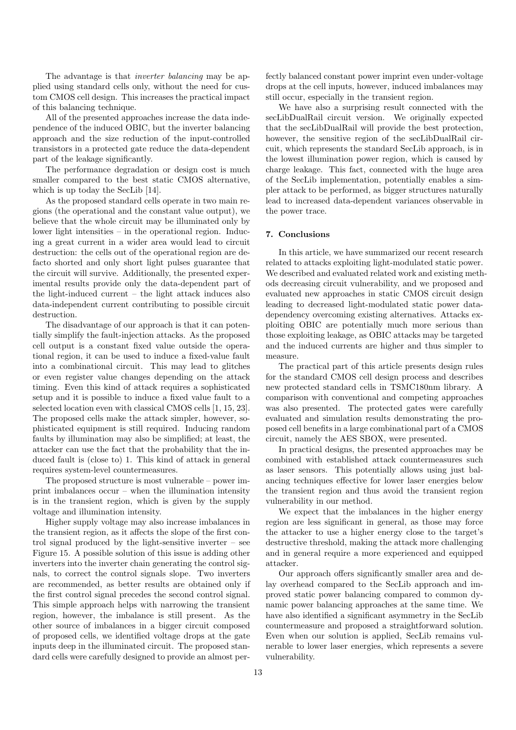The advantage is that *inverter balancing* may be applied using standard cells only, without the need for custom CMOS cell design. This increases the practical impact of this balancing technique.

All of the presented approaches increase the data independence of the induced OBIC, but the inverter balancing approach and the size reduction of the input-controlled transistors in a protected gate reduce the data-dependent part of the leakage significantly.

The performance degradation or design cost is much smaller compared to the best static CMOS alternative, which is up today the SecLib [14].

As the proposed standard cells operate in two main regions (the operational and the constant value output), we believe that the whole circuit may be illuminated only by lower light intensities – in the operational region. Inducing a great current in a wider area would lead to circuit destruction: the cells out of the operational region are defacto shorted and only short light pulses guarantee that the circuit will survive. Additionally, the presented experimental results provide only the data-dependent part of the light-induced current – the light attack induces also data-independent current contributing to possible circuit destruction.

The disadvantage of our approach is that it can potentially simplify the fault-injection attacks. As the proposed cell output is a constant fixed value outside the operational region, it can be used to induce a fixed-value fault into a combinational circuit. This may lead to glitches or even register value changes depending on the attack timing. Even this kind of attack requires a sophisticated setup and it is possible to induce a fixed value fault to a selected location even with classical CMOS cells [1, 15, 23]. The proposed cells make the attack simpler, however, sophisticated equipment is still required. Inducing random faults by illumination may also be simplified; at least, the attacker can use the fact that the probability that the induced fault is (close to) 1. This kind of attack in general requires system-level countermeasures.

The proposed structure is most vulnerable – power imprint imbalances occur – when the illumination intensity is in the transient region, which is given by the supply voltage and illumination intensity.

Higher supply voltage may also increase imbalances in the transient region, as it affects the slope of the first control signal produced by the light-sensitive inverter – see Figure 15. A possible solution of this issue is adding other inverters into the inverter chain generating the control signals, to correct the control signals slope. Two inverters are recommended, as better results are obtained only if the first control signal precedes the second control signal. This simple approach helps with narrowing the transient region, however, the imbalance is still present. As the other source of imbalances in a bigger circuit composed of proposed cells, we identified voltage drops at the gate inputs deep in the illuminated circuit. The proposed standard cells were carefully designed to provide an almost perfectly balanced constant power imprint even under-voltage drops at the cell inputs, however, induced imbalances may still occur, especially in the transient region.

We have also a surprising result connected with the secLibDualRail circuit version. We originally expected that the secLibDualRail will provide the best protection, however, the sensitive region of the secLibDualRail circuit, which represents the standard SecLib approach, is in the lowest illumination power region, which is caused by charge leakage. This fact, connected with the huge area of the SecLib implementation, potentially enables a simpler attack to be performed, as bigger structures naturally lead to increased data-dependent variances observable in the power trace.

## 7. Conclusions

In this article, we have summarized our recent research related to attacks exploiting light-modulated static power. We described and evaluated related work and existing methods decreasing circuit vulnerability, and we proposed and evaluated new approaches in static CMOS circuit design leading to decreased light-modulated static power datadependency overcoming existing alternatives. Attacks exploiting OBIC are potentially much more serious than those exploiting leakage, as OBIC attacks may be targeted and the induced currents are higher and thus simpler to measure.

The practical part of this article presents design rules for the standard CMOS cell design process and describes new protected standard cells in TSMC180nm library. A comparison with conventional and competing approaches was also presented. The protected gates were carefully evaluated and simulation results demonstrating the proposed cell benefits in a large combinational part of a CMOS circuit, namely the AES SBOX, were presented.

In practical designs, the presented approaches may be combined with established attack countermeasures such as laser sensors. This potentially allows using just balancing techniques effective for lower laser energies below the transient region and thus avoid the transient region vulnerability in our method.

We expect that the imbalances in the higher energy region are less significant in general, as those may force the attacker to use a higher energy close to the target's destructive threshold, making the attack more challenging and in general require a more experienced and equipped attacker.

Our approach offers significantly smaller area and delay overhead compared to the SecLib approach and improved static power balancing compared to common dynamic power balancing approaches at the same time. We have also identified a significant asymmetry in the SecLib countermeasure and proposed a straightforward solution. Even when our solution is applied, SecLib remains vulnerable to lower laser energies, which represents a severe vulnerability.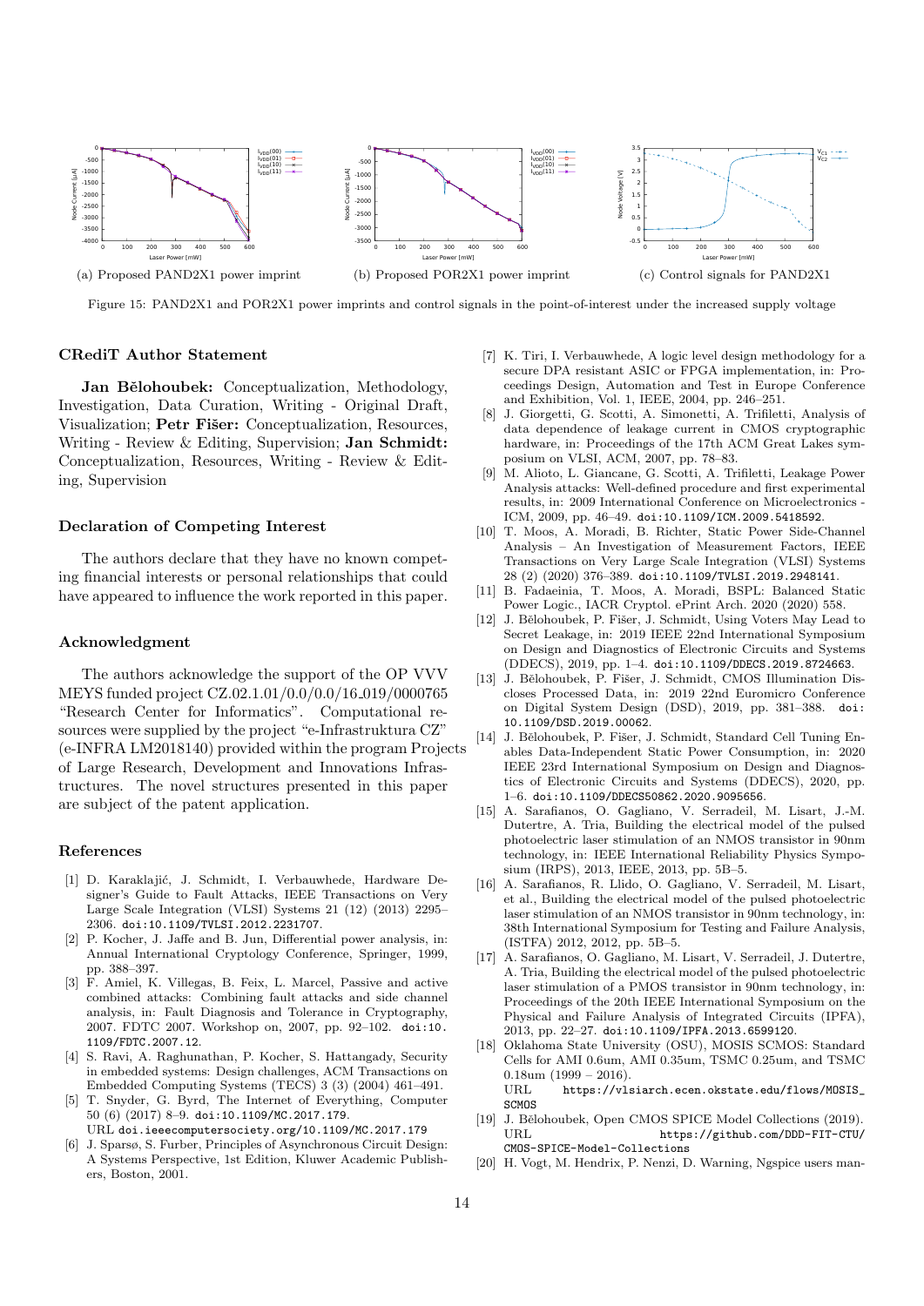(a) Proposed PAND2X1 power imprint

(b) Proposed POR2X1 power imprint

(c) Control signals for PAND2X1

Figure 15: PAND2X1 and POR2X1 power imprints and control signals in the point-of-interest under the increased supply voltage

## CRediT Author Statement

**Jan Bělohoubek:** Conceptualization, Methodology, Investigation, Data Curation, Writing - Original Draft, Visualization; **Petr Fišer:** Conceptualization, Resources, Writing - Review & Editing, Supervision; **Jan Schmidt:** Conceptualization, Resources, Writing - Review & Editing, Supervision

## Declaration of Competing Interest

The authors declare that they have no known competing financial interests or personal relationships that could have appeared to influence the work reported in this paper.

## Acknowledgment

The authors acknowledge the support of the OP VVV MEYS funded project CZ.02.1.01/0.0/0.0/16_019/0000765 "Research Center for Informatics". Computational resources were supplied by the project "e-Infrastruktura CZ" (e-INFRA LM2018140) provided within the program Projects of Large Research, Development and Innovations Infrastructures. The novel structures presented in this paper are subject of the patent application.

## References

[1] D. Karaklajić, J. Schmidt, I. Verbauwhede, Hardware Designer's Guide to Fault Attacks, IEEE Transactions on Very Large Scale Integration (VLSI) Systems 21 (12) (2013) 2295–2306. doi:10.1109/TVLSI.2012.2231707.

[2] P. Kocher, J. Jaffe and B. Jun, Differential power analysis, in: Annual International Cryptology Conference, Springer, 1999, pp. 388–397.

[3] F. Amiel, K. Villegas, B. Feix, L. Marcel, Passive and active combined attacks: Combining fault attacks and side channel analysis, in: Fault Diagnosis and Tolerance in Cryptography, 2007. FDTC 2007. Workshop on, 2007, pp. 92–102. doi:10.1109/FDTC.2007.12.

[4] S. Ravi, A. Raghunathan, P. Kocher, S. Hattangady, Security in embedded systems: Design challenges, ACM Transactions on Embedded Computing Systems (TECS) 3 (3) (2004) 461–491.

[5] T. Snyder, G. Byrd, The Internet of Everything, Computer 50 (6) (2017) 8–9. doi:10.1109/MC.2017.179.
URL doi.ieeecomputersociety.org/10.1109/MC.2017.179

[6] J. Sparsø, S. Furber, Principles of Asynchronous Circuit Design: A Systems Perspective, 1st Edition, Kluwer Academic Publishers, Boston, 2001.

[7] K. Tiri, I. Verbauwhede, A logic level design methodology for a secure DPA resistant ASIC or FPGA implementation, in: Proceedings Design, Automation and Test in Europe Conference and Exhibition, Vol. 1, IEEE, 2004, pp. 246–251.

[8] J. Giorgetti, G. Scotti, A. Simonetti, A. Trifiletti, Analysis of data dependence of leakage current in CMOS cryptographic hardware, in: Proceedings of the 17th ACM Great Lakes symposium on VLSI, ACM, 2007, pp. 78–83.

[9] M. Alioto, L. Giancane, G. Scotti, A. Trifiletti, Leakage Power Analysis attacks: Well-defined procedure and first experimental results, in: 2009 International Conference on Microelectronics - ICM, 2009, pp. 46–49. doi:10.1109/ICM.2009.5418592.

[10] T. Moos, A. Moradi, B. Richter, Static Power Side-Channel Analysis – An Investigation of Measurement Factors, IEEE Transactions on Very Large Scale Integration (VLSI) Systems 28 (2) (2020) 376–389. doi:10.1109/TVLSI.2019.2948141.

[11] B. Fadaeinia, T. Moos, A. Moradi, BSPL: Balanced Static Power Logic., IACR Cryptol. ePrint Arch. 2020 (2020) 558.

[12] J. Bělohoubek, P. Fišer, J. Schmidt, Using Voters May Lead to Secret Leakage, in: 2019 IEEE 22nd International Symposium on Design and Diagnostics of Electronic Circuits and Systems (DDECS), 2019, pp. 1–4. doi:10.1109/DDECS.2019.8724663.

[13] J. Bělohoubek, P. Fišer, J. Schmidt, CMOS Illumination Discloses Processed Data, in: 2019 22nd Euromicro Conference on Digital System Design (DSD), 2019, pp. 381–388. doi:10.1109/DSD.2019.00062.

[14] J. Bělohoubek, P. Fišer, J. Schmidt, Standard Cell Tuning Enables Data-Independent Static Power Consumption, in: 2020 IEEE 23rd International Symposium on Design and Diagnostics of Electronic Circuits and Systems (DDECS), 2020, pp. 1–6. doi:10.1109/DDECS50862.2020.9095656.

[15] A. Sarafianos, O. Gagliano, V. Serradeil, M. Lisart, J.-M. Dutertre, A. Tria, Building the electrical model of the pulsed photoelectric laser stimulation of an NMOS transistor in 90nm technology, in: IEEE International Reliability Physics Symposium (IRPS), 2013, IEEE, 2013, pp. 5B–5.

[16] A. Sarafianos, R. Llido, O. Gagliano, V. Serradeil, M. Lisart, et al., Building the electrical model of the pulsed photoelectric laser stimulation of an NMOS transistor in 90nm technology, in: 38th International Symposium for Testing and Failure Analysis, (ISTFA) 2012, 2012, pp. 5B–5.

[17] A. Sarafianos, O. Gagliano, M. Lisart, V. Serradeil, J. Dutertre, A. Tria, Building the electrical model of the pulsed photoelectric laser stimulation of a PMOS transistor in 90nm technology, in: Proceedings of the 20th IEEE International Symposium on the Physical and Failure Analysis of Integrated Circuits (IPFA), 2013, pp. 22–27. doi:10.1109/IPFA.2013.6599120.

[18] Oklahoma State University (OSU), MOSIS SCMOS: Standard Cells for AMI 0.6um, AMI 0.35um, TSMC 0.25um, and TSMC 0.18um (1999 – 2016).
URL https://vlsiarch.ecen.okstate.edu/flows/MOSIS_SCMOS

[19] J. Bělohoubek, Open CMOS SPICE Model Collections (2019).
URL https://github.com/DDD-FIT-CTU/CMOS-SPICE-Model-Collections

[20] H. Vogt, M. Hendrix, P. Nenzi, D. Warning, Ngspice users man-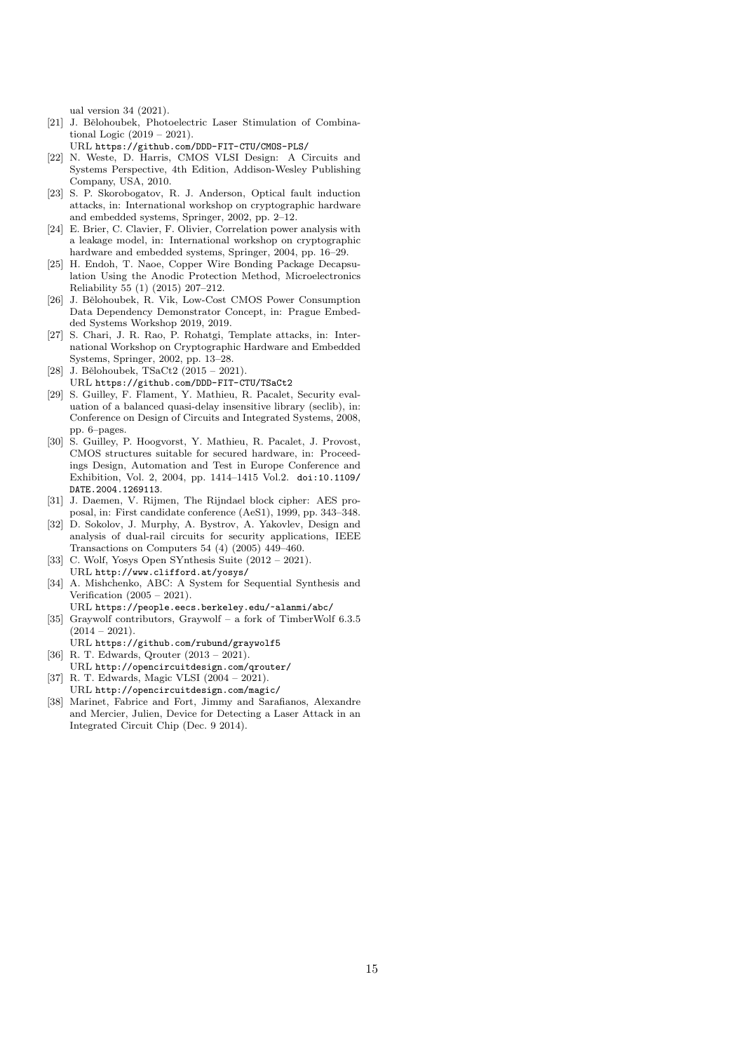ual version 34 (2021).

[21] J. Bělohoubek, Photoelectric Laser Stimulation of Combinational Logic (2019 – 2021).
URL https://github.com/DDD-FIT-CTU/CMOS-PLS/

[22] N. Weste, D. Harris, CMOS VLSI Design: A Circuits and Systems Perspective, 4th Edition, Addison-Wesley Publishing Company, USA, 2010.

[23] S. P. Skorobogatov, R. J. Anderson, Optical fault induction attacks, in: International workshop on cryptographic hardware and embedded systems, Springer, 2002, pp. 2–12.

[24] E. Brier, C. Clavier, F. Olivier, Correlation power analysis with a leakage model, in: International workshop on cryptographic hardware and embedded systems, Springer, 2004, pp. 16–29.

[25] H. Endoh, T. Naoe, Copper Wire Bonding Package Decapsulation Using the Anodic Protection Method, Microelectronics Reliability 55 (1) (2015) 207–212.

[26] J. Bělohoubek, R. Vik, Low-Cost CMOS Power Consumption Data Dependency Demonstrator Concept, in: Prague Embedded Systems Workshop 2019, 2019.

[27] S. Chari, J. R. Rao, P. Rohatgi, Template attacks, in: International Workshop on Cryptographic Hardware and Embedded Systems, Springer, 2002, pp. 13–28.

[28] J. Bělohoubek, TSaCt2 (2015 – 2021).
URL https://github.com/DDD-FIT-CTU/TSaCt2

[29] S. Guilley, F. Flament, Y. Mathieu, R. Pacalet, Security evaluation of a balanced quasi-delay insensitive library (seclib), in: Conference on Design of Circuits and Integrated Systems, 2008, pp. 6–pages.

[30] S. Guilley, P. Hoogvorst, Y. Mathieu, R. Pacalet, J. Provost, CMOS structures suitable for secured hardware, in: Proceedings Design, Automation and Test in Europe Conference and Exhibition, Vol. 2, 2004, pp. 1414–1415 Vol.2. doi:10.1109/DATE.2004.1269113.

[31] J. Daemen, V. Rijmen, The Rijndael block cipher: AES proposal, in: First candidate conference (AeS1), 1999, pp. 343–348.

[32] D. Sokolov, J. Murphy, A. Bystrov, A. Yakovlev, Design and analysis of dual-rail circuits for security applications, IEEE Transactions on Computers 54 (4) (2005) 449–460.

[33] C. Wolf, Yosys Open SYnthesis Suite (2012 – 2021).
URL http://www.clifford.at/yosys/

[34] A. Mishchenko, ABC: A System for Sequential Synthesis and Verification (2005 – 2021).
URL https://people.eecs.berkeley.edu/~alanmi/abc/

[35] Graywolf contributors, Graywolf – a fork of TimberWolf 6.3.5 (2014 – 2021).
URL https://github.com/rubund/graywolf5

[36] R. T. Edwards, Qrouter (2013 – 2021).
URL http://opencircuitdesign.com/qrouter/

[37] R. T. Edwards, Magic VLSI (2004 – 2021).
URL http://opencircuitdesign.com/magic/

[38] Marinet, Fabrice and Fort, Jimmy and Sarafianos, Alexandre and Mercier, Julien, Device for Detecting a Laser Attack in an Integrated Circuit Chip (Dec. 9 2014).